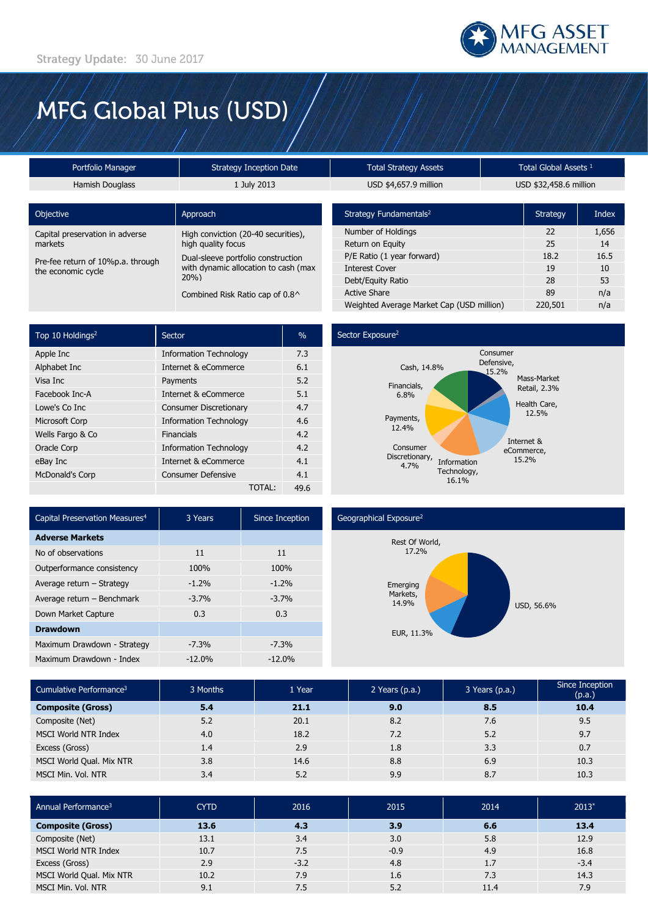Strategy Update: 30 June 2017

MFG ASSET MANAGEMENT

# MFG Global Plus (USD)

| Portfolio Manager | Strategy Inception Date | Total Strategy Assets | Total Global Assets [1] |
|---|---|---|---|
| Hamish Douglass | 1 July 2013 | USD $4,657.9 million | USD $32,458.6 million |

| Objective | Approach |
|---|---|
| Capital preservation in adverse markets | High conviction (20-40 securities), high quality focus |
| Pre-fee return of 10%p.a. through the economic cycle | Dual-sleeve portfolio construction with dynamic allocation to cash (max 20%) |
| | Combined Risk Ratio cap of 0.8^ |

| Strategy Fundamentals[2] | Strategy | Index |
|---|---|---|
| Number of Holdings | 22 | 1,656 |
| Return on Equity | 25 | 14 |
| P/E Ratio (1 year forward) | 18.2 | 16.5 |
| Interest Cover | 19 | 10 |
| Debt/Equity Ratio | 28 | 53 |
| Active Share | 89 | n/a |
| Weighted Average Market Cap (USD million) | 220,501 | n/a |

| Top 10 Holdings[2] | Sector | % |
|---|---|---|
| Apple Inc | Information Technology | 7.3 |
| Alphabet Inc | Internet & eCommerce | 6.1 |
| Visa Inc | Payments | 5.2 |
| Facebook Inc-A | Internet & eCommerce | 5.1 |
| Lowe's Co Inc | Consumer Discretionary | 4.7 |
| Microsoft Corp | Information Technology | 4.6 |
| Wells Fargo & Co | Financials | 4.2 |
| Oracle Corp | Information Technology | 4.2 |
| eBay Inc | Internet & eCommerce | 4.1 |
| McDonald's Corp | Consumer Defensive | 4.1 |
| | TOTAL: | 49.6 |

## Sector Exposure[2]

| Sector | % |
|---|---|
| Consumer Defensive | 15.2% |
| Mass-Market Retail | 2.3% |
| Health Care | 12.5% |
| Internet & eCommerce | 15.2% |
| Information Technology | 16.1% |
| Consumer Discretionary | 4.7% |
| Payments | 12.4% |
| Financials | 6.8% |
| Cash | 14.8% |

| Capital Preservation Measures[4] | 3 Years | Since Inception |
|---|---|---|
| **Adverse Markets** | | |
| No of observations | 11 | 11 |
| Outperformance consistency | 100% | 100% |
| Average return – Strategy | -1.2% | -1.2% |
| Average return – Benchmark | -3.7% | -3.7% |
| Down Market Capture | 0.3 | 0.3 |
| **Drawdown** | | |
| Maximum Drawdown - Strategy | -7.3% | -7.3% |
| Maximum Drawdown - Index | -12.0% | -12.0% |

## Geographical Exposure[2]

| Region | % |
|---|---|
| USD | 56.6% |
| EUR | 11.3% |
| Emerging Markets | 14.9% |
| Rest Of World | 17.2% |

| Cumulative Performance[3] | 3 Months | 1 Year | 2 Years (p.a.) | 3 Years (p.a.) | Since Inception (p.a.) |
|---|---|---|---|---|---|
| **Composite (Gross)** | **5.4** | **21.1** | **9.0** | **8.5** | **10.4** |
| Composite (Net) | 5.2 | 20.1 | 8.2 | 7.6 | 9.5 |
| MSCI World NTR Index | 4.0 | 18.2 | 7.2 | 5.2 | 9.7 |
| Excess (Gross) | 1.4 | 2.9 | 1.8 | 3.3 | 0.7 |
| MSCI World Qual. Mix NTR | 3.8 | 14.6 | 8.8 | 6.9 | 10.3 |
| MSCI Min. Vol. NTR | 3.4 | 5.2 | 9.9 | 8.7 | 10.3 |

| Annual Performance[3] | CYTD | 2016 | 2015 | 2014 | 2013* |
|---|---|---|---|---|---|
| **Composite (Gross)** | **13.6** | **4.3** | **3.9** | **6.6** | **13.4** |
| Composite (Net) | 13.1 | 3.4 | 3.0 | 5.8 | 12.9 |
| MSCI World NTR Index | 10.7 | 7.5 | -0.9 | 4.9 | 16.8 |
| Excess (Gross) | 2.9 | -3.2 | 4.8 | 1.7 | -3.4 |
| MSCI World Qual. Mix NTR | 10.2 | 7.9 | 1.6 | 7.3 | 14.3 |
| MSCI Min. Vol. NTR | 9.1 | 7.5 | 5.2 | 11.4 | 7.9 |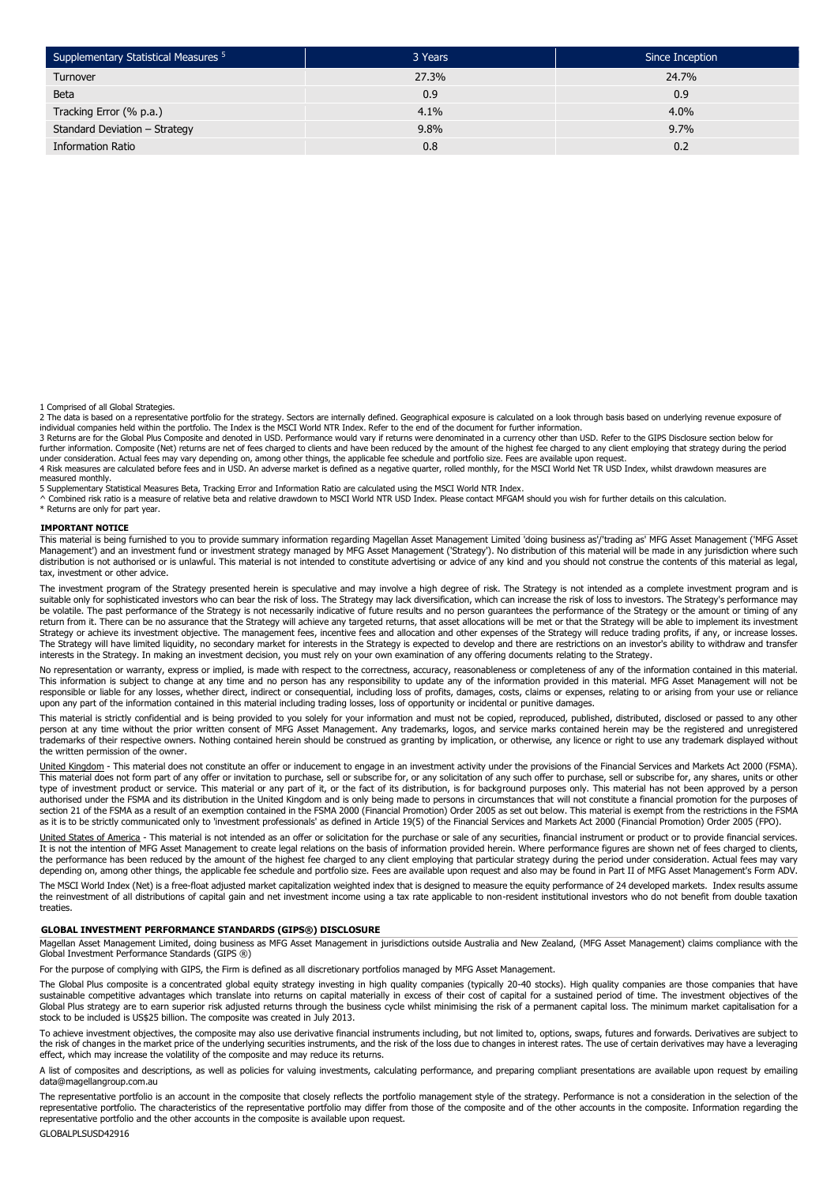| Supplementary Statistical Measures [5] | 3 Years | Since Inception |
| --- | --- | --- |
| Turnover | 27.3% | 24.7% |
| Beta | 0.9 | 0.9 |
| Tracking Error (% p.a.) | 4.1% | 4.0% |
| Standard Deviation – Strategy | 9.8% | 9.7% |
| Information Ratio | 0.8 | 0.2 |

1 Comprised of all Global Strategies.
2 The data is based on a representative portfolio for the strategy. Sectors are internally defined. Geographical exposure is calculated on a look through basis based on underlying revenue exposure of individual companies held within the portfolio. The Index is the MSCI World NTR Index. Refer to the end of the document for further information.
3 Returns are for the Global Plus Composite and denoted in USD. Performance would vary if returns were denominated in a currency other than USD. Refer to the GIPS Disclosure section below for further information. Composite (Net) returns are net of fees charged to clients and have been reduced by the amount of the highest fee charged to any client employing that strategy during the period under consideration. Actual fees may vary depending on, among other things, the applicable fee schedule and portfolio size. Fees are available upon request.
4 Risk measures are calculated before fees and in USD. An adverse market is defined as a negative quarter, rolled monthly, for the MSCI World Net TR USD Index, whilst drawdown measures are measured monthly.
5 Supplementary Statistical Measures Beta, Tracking Error and Information Ratio are calculated using the MSCI World NTR Index.
^ Combined risk ratio is a measure of relative beta and relative drawdown to MSCI World NTR USD Index. Please contact MFGAM should you wish for further details on this calculation.
* Returns are only for part year.

**IMPORTANT NOTICE**

This material is being furnished to you to provide summary information regarding Magellan Asset Management Limited 'doing business as'/'trading as' MFG Asset Management ('MFG Asset Management') and an investment fund or investment strategy managed by MFG Asset Management ('Strategy'). No distribution of this material will be made in any jurisdiction where such distribution is not authorised or is unlawful. This material is not intended to constitute advertising or advice of any kind and you should not construe the contents of this material as legal, tax, investment or other advice.

The investment program of the Strategy presented herein is speculative and may involve a high degree of risk. The Strategy is not intended as a complete investment program and is suitable only for sophisticated investors who can bear the risk of loss. The Strategy may lack diversification, which can increase the risk of loss to investors. The Strategy's performance may be volatile. The past performance of the Strategy is not necessarily indicative of future results and no person guarantees the performance of the Strategy or the amount or timing of any return from it. There can be no assurance that the Strategy will achieve any targeted returns, that asset allocations will be met or that the Strategy will be able to implement its investment Strategy or achieve its investment objective. The management fees, incentive fees and allocation and other expenses of the Strategy will reduce trading profits, if any, or increase losses. The Strategy will have limited liquidity, no secondary market for interests in the Strategy is expected to develop and there are restrictions on an investor's ability to withdraw and transfer interests in the Strategy. In making an investment decision, you must rely on your own examination of any offering documents relating to the Strategy.

No representation or warranty, express or implied, is made with respect to the correctness, accuracy, reasonableness or completeness of any of the information contained in this material. This information is subject to change at any time and no person has any responsibility to update any of the information provided in this material. MFG Asset Management will not be responsible or liable for any losses, whether direct, indirect or consequential, including loss of profits, damages, costs, claims or expenses, relating to or arising from your use or reliance upon any part of the information contained in this material including trading losses, loss of opportunity or incidental or punitive damages.

This material is strictly confidential and is being provided to you solely for your information and must not be copied, reproduced, published, distributed, disclosed or passed to any other person at any time without the prior written consent of MFG Asset Management. Any trademarks, logos, and service marks contained herein may be the registered and unregistered trademarks of their respective owners. Nothing contained herein should be construed as granting by implication, or otherwise, any licence or right to use any trademark displayed without the written permission of the owner.

United Kingdom - This material does not constitute an offer or inducement to engage in an investment activity under the provisions of the Financial Services and Markets Act 2000 (FSMA). This material does not form part of any offer or invitation to purchase, sell or subscribe for, or any solicitation of any such offer to purchase, sell or subscribe for, any shares, units or other type of investment product or service. This material or any part of it, or the fact of its distribution, is for background purposes only. This material has not been approved by a person authorised under the FSMA and its distribution in the United Kingdom and is only being made to persons in circumstances that will not constitute a financial promotion for the purposes of section 21 of the FSMA as a result of an exemption contained in the FSMA 2000 (Financial Promotion) Order 2005 as set out below. This material is exempt from the restrictions in the FSMA as it is to be strictly communicated only to 'investment professionals' as defined in Article 19(5) of the Financial Services and Markets Act 2000 (Financial Promotion) Order 2005 (FPO).

United States of America - This material is not intended as an offer or solicitation for the purchase or sale of any securities, financial instrument or product or to provide financial services. It is not the intention of MFG Asset Management to create legal relations on the basis of information provided herein. Where performance figures are shown net of fees charged to clients, the performance has been reduced by the amount of the highest fee charged to any client employing that particular strategy during the period under consideration. Actual fees may vary depending on, among other things, the applicable fee schedule and portfolio size. Fees are available upon request and also may be found in Part II of MFG Asset Management's Form ADV.

The MSCI World Index (Net) is a free-float adjusted market capitalization weighted index that is designed to measure the equity performance of 24 developed markets. Index results assume the reinvestment of all distributions of capital gain and net investment income using a tax rate applicable to non-resident institutional investors who do not benefit from double taxation treaties.

**GLOBAL INVESTMENT PERFORMANCE STANDARDS (GIPS®) DISCLOSURE**

Magellan Asset Management Limited, doing business as MFG Asset Management in jurisdictions outside Australia and New Zealand, (MFG Asset Management) claims compliance with the Global Investment Performance Standards (GIPS ®)

For the purpose of complying with GIPS, the Firm is defined as all discretionary portfolios managed by MFG Asset Management.

The Global Plus composite is a concentrated global equity strategy investing in high quality companies (typically 20-40 stocks). High quality companies are those companies that have sustainable competitive advantages which translate into returns on capital materially in excess of their cost of capital for a sustained period of time. The investment objectives of the Global Plus strategy are to earn superior risk adjusted returns through the business cycle whilst minimising the risk of a permanent capital loss. The minimum market capitalisation for a stock to be included is US$25 billion. The composite was created in July 2013.

To achieve investment objectives, the composite may also use derivative financial instruments including, but not limited to, options, swaps, futures and forwards. Derivatives are subject to the risk of changes in the market price of the underlying securities instruments, and the risk of the loss due to changes in interest rates. The use of certain derivatives may have a leveraging effect, which may increase the volatility of the composite and may reduce its returns.

A list of composites and descriptions, as well as policies for valuing investments, calculating performance, and preparing compliant presentations are available upon request by emailing data@magellangroup.com.au

The representative portfolio is an account in the composite that closely reflects the portfolio management style of the strategy. Performance is not a consideration in the selection of the representative portfolio. The characteristics of the representative portfolio may differ from those of the composite and of the other accounts in the composite. Information regarding the representative portfolio and the other accounts in the composite is available upon request.

GLOBALPLSUSD42916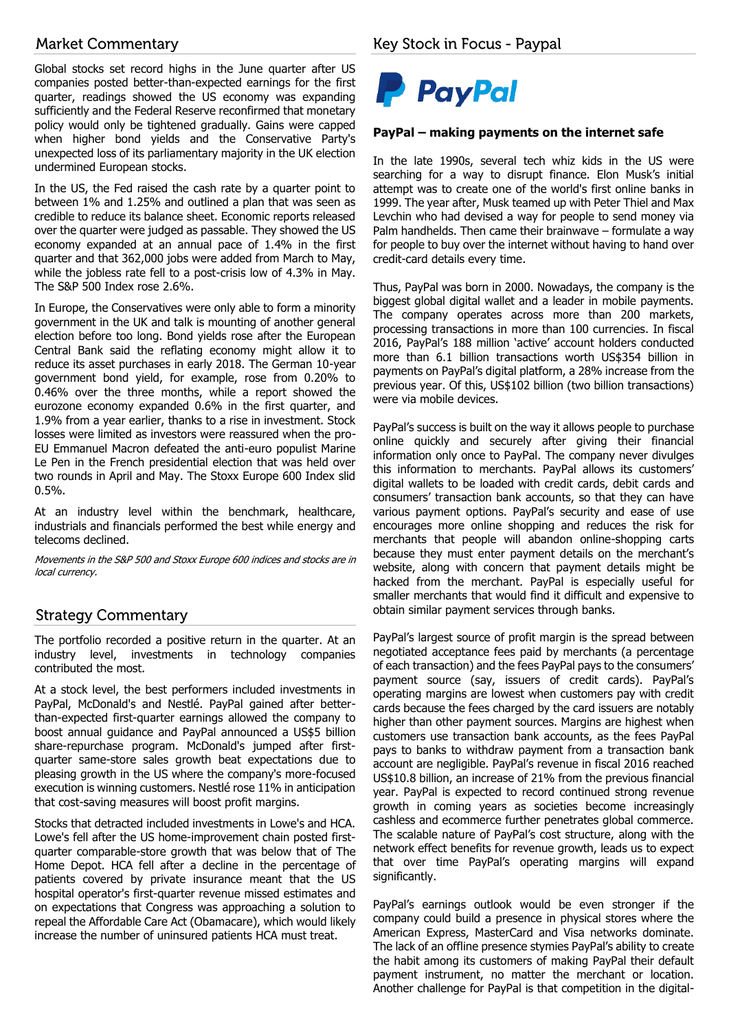## Market Commentary

Global stocks set record highs in the June quarter after US companies posted better-than-expected earnings for the first quarter, readings showed the US economy was expanding sufficiently and the Federal Reserve reconfirmed that monetary policy would only be tightened gradually. Gains were capped when higher bond yields and the Conservative Party's unexpected loss of its parliamentary majority in the UK election undermined European stocks.

In the US, the Fed raised the cash rate by a quarter point to between 1% and 1.25% and outlined a plan that was seen as credible to reduce its balance sheet. Economic reports released over the quarter were judged as passable. They showed the US economy expanded at an annual pace of 1.4% in the first quarter and that 362,000 jobs were added from March to May, while the jobless rate fell to a post-crisis low of 4.3% in May. The S&P 500 Index rose 2.6%.

In Europe, the Conservatives were only able to form a minority government in the UK and talk is mounting of another general election before too long. Bond yields rose after the European Central Bank said the reflating economy might allow it to reduce its asset purchases in early 2018. The German 10-year government bond yield, for example, rose from 0.20% to 0.46% over the three months, while a report showed the eurozone economy expanded 0.6% in the first quarter, and 1.9% from a year earlier, thanks to a rise in investment. Stock losses were limited as investors were reassured when the pro-EU Emmanuel Macron defeated the anti-euro populist Marine Le Pen in the French presidential election that was held over two rounds in April and May. The Stoxx Europe 600 Index slid 0.5%.

At an industry level within the benchmark, healthcare, industrials and financials performed the best while energy and telecoms declined.

*Movements in the S&P 500 and Stoxx Europe 600 indices and stocks are in local currency.*

## Strategy Commentary

The portfolio recorded a positive return in the quarter. At an industry level, investments in technology companies contributed the most.

At a stock level, the best performers included investments in PayPal, McDonald's and Nestlé. PayPal gained after better-than-expected first-quarter earnings allowed the company to boost annual guidance and PayPal announced a US$5 billion share-repurchase program. McDonald's jumped after first-quarter same-store sales growth beat expectations due to pleasing growth in the US where the company's more-focused execution is winning customers. Nestlé rose 11% in anticipation that cost-saving measures will boost profit margins.

Stocks that detracted included investments in Lowe's and HCA. Lowe's fell after the US home-improvement chain posted first-quarter comparable-store growth that was below that of The Home Depot. HCA fell after a decline in the percentage of patients covered by private insurance meant that the US hospital operator's first-quarter revenue missed estimates and on expectations that Congress was approaching a solution to repeal the Affordable Care Act (Obamacare), which would likely increase the number of uninsured patients HCA must treat.

## Key Stock in Focus - Paypal

PayPal

**PayPal – making payments on the internet safe**

In the late 1990s, several tech whiz kids in the US were searching for a way to disrupt finance. Elon Musk's initial attempt was to create one of the world's first online banks in 1999. The year after, Musk teamed up with Peter Thiel and Max Levchin who had devised a way for people to send money via Palm handhelds. Then came their brainwave – formulate a way for people to buy over the internet without having to hand over credit-card details every time.

Thus, PayPal was born in 2000. Nowadays, the company is the biggest global digital wallet and a leader in mobile payments. The company operates across more than 200 markets, processing transactions in more than 100 currencies. In fiscal 2016, PayPal's 188 million 'active' account holders conducted more than 6.1 billion transactions worth US$354 billion in payments on PayPal's digital platform, a 28% increase from the previous year. Of this, US$102 billion (two billion transactions) were via mobile devices.

PayPal's success is built on the way it allows people to purchase online quickly and securely after giving their financial information only once to PayPal. The company never divulges this information to merchants. PayPal allows its customers' digital wallets to be loaded with credit cards, debit cards and consumers' transaction bank accounts, so that they can have various payment options. PayPal's security and ease of use encourages more online shopping and reduces the risk for merchants that people will abandon online-shopping carts because they must enter payment details on the merchant's website, along with concern that payment details might be hacked from the merchant. PayPal is especially useful for smaller merchants that would find it difficult and expensive to obtain similar payment services through banks.

PayPal's largest source of profit margin is the spread between negotiated acceptance fees paid by merchants (a percentage of each transaction) and the fees PayPal pays to the consumers' payment source (say, issuers of credit cards). PayPal's operating margins are lowest when customers pay with credit cards because the fees charged by the card issuers are notably higher than other payment sources. Margins are highest when customers use transaction bank accounts, as the fees PayPal pays to banks to withdraw payment from a transaction bank account are negligible. PayPal's revenue in fiscal 2016 reached US$10.8 billion, an increase of 21% from the previous financial year. PayPal is expected to record continued strong revenue growth in coming years as societies become increasingly cashless and ecommerce further penetrates global commerce. The scalable nature of PayPal's cost structure, along with the network effect benefits for revenue growth, leads us to expect that over time PayPal's operating margins will expand significantly.

PayPal's earnings outlook would be even stronger if the company could build a presence in physical stores where the American Express, MasterCard and Visa networks dominate. The lack of an offline presence stymies PayPal's ability to create the habit among its customers of making PayPal their default payment instrument, no matter the merchant or location. Another challenge for PayPal is that competition in the digital-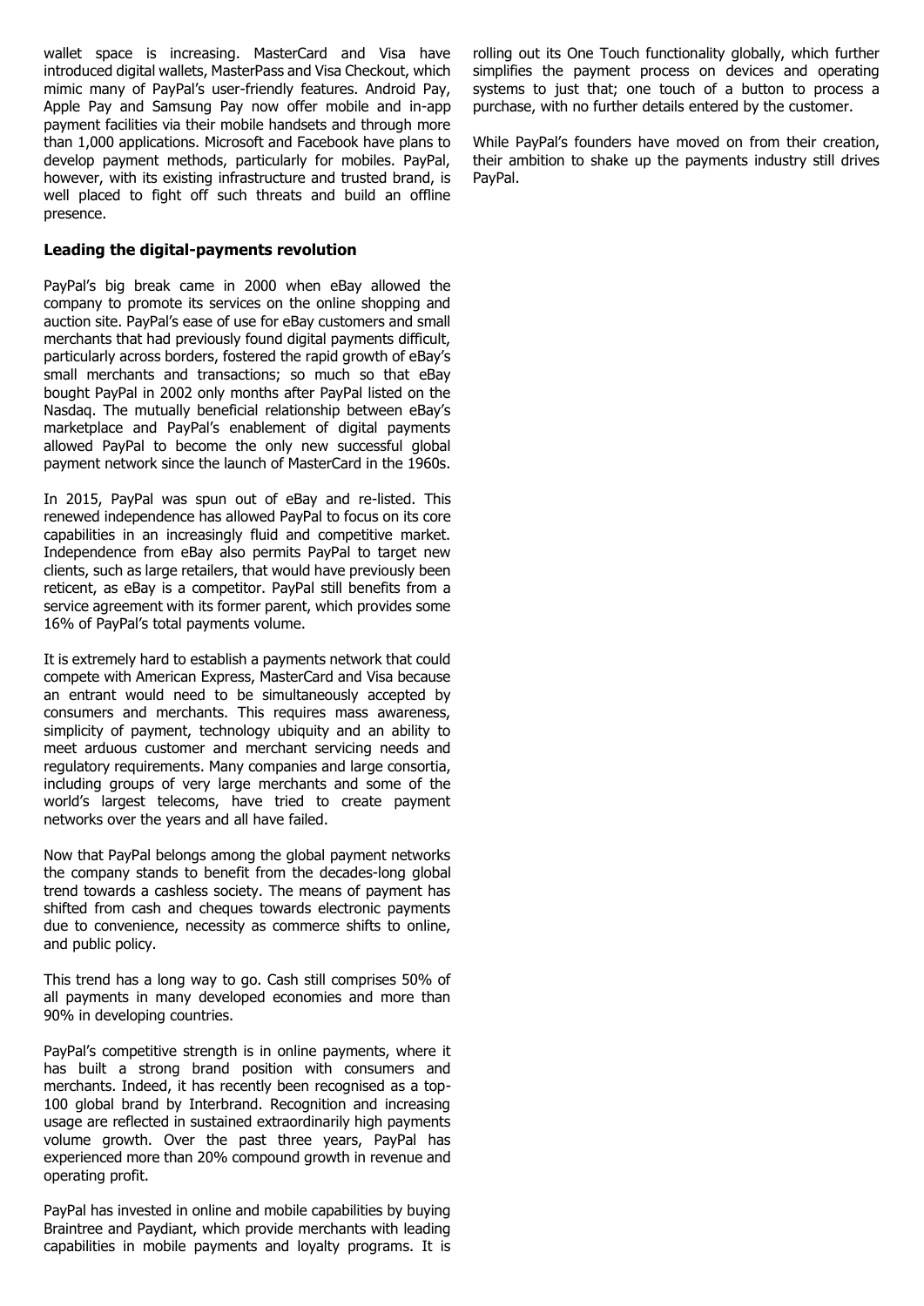wallet space is increasing. MasterCard and Visa have introduced digital wallets, MasterPass and Visa Checkout, which mimic many of PayPal's user-friendly features. Android Pay, Apple Pay and Samsung Pay now offer mobile and in-app payment facilities via their mobile handsets and through more than 1,000 applications. Microsoft and Facebook have plans to develop payment methods, particularly for mobiles. PayPal, however, with its existing infrastructure and trusted brand, is well placed to fight off such threats and build an offline presence.

**Leading the digital-payments revolution**

PayPal's big break came in 2000 when eBay allowed the company to promote its services on the online shopping and auction site. PayPal's ease of use for eBay customers and small merchants that had previously found digital payments difficult, particularly across borders, fostered the rapid growth of eBay's small merchants and transactions; so much so that eBay bought PayPal in 2002 only months after PayPal listed on the Nasdaq. The mutually beneficial relationship between eBay's marketplace and PayPal's enablement of digital payments allowed PayPal to become the only new successful global payment network since the launch of MasterCard in the 1960s.

In 2015, PayPal was spun out of eBay and re-listed. This renewed independence has allowed PayPal to focus on its core capabilities in an increasingly fluid and competitive market. Independence from eBay also permits PayPal to target new clients, such as large retailers, that would have previously been reticent, as eBay is a competitor. PayPal still benefits from a service agreement with its former parent, which provides some 16% of PayPal's total payments volume.

It is extremely hard to establish a payments network that could compete with American Express, MasterCard and Visa because an entrant would need to be simultaneously accepted by consumers and merchants. This requires mass awareness, simplicity of payment, technology ubiquity and an ability to meet arduous customer and merchant servicing needs and regulatory requirements. Many companies and large consortia, including groups of very large merchants and some of the world's largest telecoms, have tried to create payment networks over the years and all have failed.

Now that PayPal belongs among the global payment networks the company stands to benefit from the decades-long global trend towards a cashless society. The means of payment has shifted from cash and cheques towards electronic payments due to convenience, necessity as commerce shifts to online, and public policy.

This trend has a long way to go. Cash still comprises 50% of all payments in many developed economies and more than 90% in developing countries.

PayPal's competitive strength is in online payments, where it has built a strong brand position with consumers and merchants. Indeed, it has recently been recognised as a top-100 global brand by Interbrand. Recognition and increasing usage are reflected in sustained extraordinarily high payments volume growth. Over the past three years, PayPal has experienced more than 20% compound growth in revenue and operating profit.

PayPal has invested in online and mobile capabilities by buying Braintree and Paydiant, which provide merchants with leading capabilities in mobile payments and loyalty programs. It is rolling out its One Touch functionality globally, which further simplifies the payment process on devices and operating systems to just that; one touch of a button to process a purchase, with no further details entered by the customer.

While PayPal's founders have moved on from their creation, their ambition to shake up the payments industry still drives PayPal.